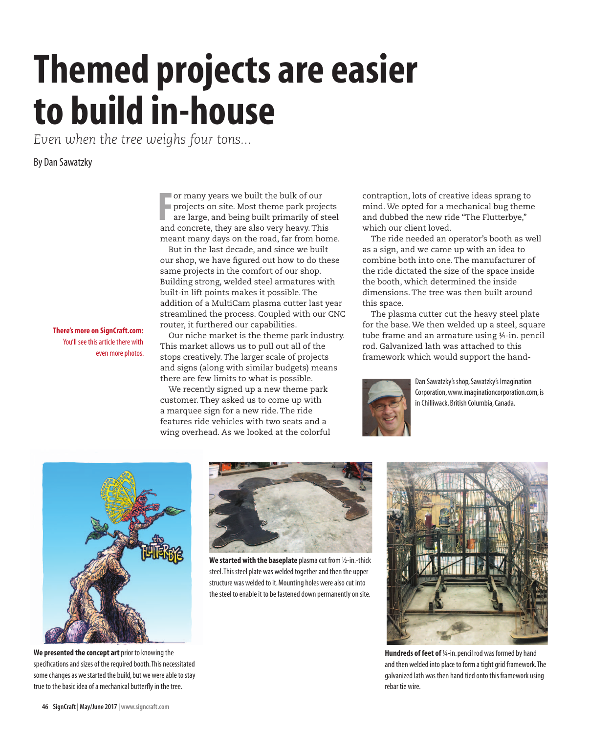# Themed projects are easier to build in-house

*Even when the tree weighs four tons…*

By Dan Sawatzky

**There's more on SignCraft.com:** You'll see this article there with even more photos.

For many years we built the bulk of our projects on site. Most theme park projects are large, and being built primarily of steel and concrete, they are also very heavy. This meant many days on the road, far from home.

But in the last decade, and since we built our shop, we have figured out how to do these same projects in the comfort of our shop. Building strong, welded steel armatures with built-in lift points makes it possible. The addition of a MultiCam plasma cutter last year streamlined the process. Coupled with our CNC router, it furthered our capabilities.

Our niche market is the theme park industry. This market allows us to pull out all of the stops creatively. The larger scale of projects and signs (along with similar budgets) means there are few limits to what is possible.

We recently signed up a new theme park customer. They asked us to come up with a marquee sign for a new ride. The ride features ride vehicles with two seats and a wing overhead. As we looked at the colorful contraption, lots of creative ideas sprang to mind. We opted for a mechanical bug theme and dubbed the new ride "The Flutterbye," which our client loved.

The ride needed an operator's booth as well as a sign, and we came up with an idea to combine both into one. The manufacturer of the ride dictated the size of the space inside the booth, which determined the inside dimensions. The tree was then built around this space.

The plasma cutter cut the heavy steel plate for the base. We then welded up a steel, square tube frame and an armature using ¼-in. pencil rod. Galvanized lath was attached to this framework which would support the hand-

Dan Sawatzky's shop, Sawatzky's Imagination Corporation, www.imaginationcorporation.com, is in Chilliwack, British Columbia, Canada.

**We presented the concept art** prior to knowing the specifications and sizes of the required booth. This necessitated some changes as we started the build, but we were able to stay true to the basic idea of a mechanical butterfly in the tree.

**We started with the baseplate** plasma cut from ½-in.-thick steel. This steel plate was welded together and then the upper structure was welded to it. Mounting holes were also cut into the steel to enable it to be fastened down permanently on site.

**Hundreds of feet of** ¼-in. pencil rod was formed by hand and then welded into place to form a tight grid framework. The galvanized lath was then hand tied onto this framework using rebar tie wire.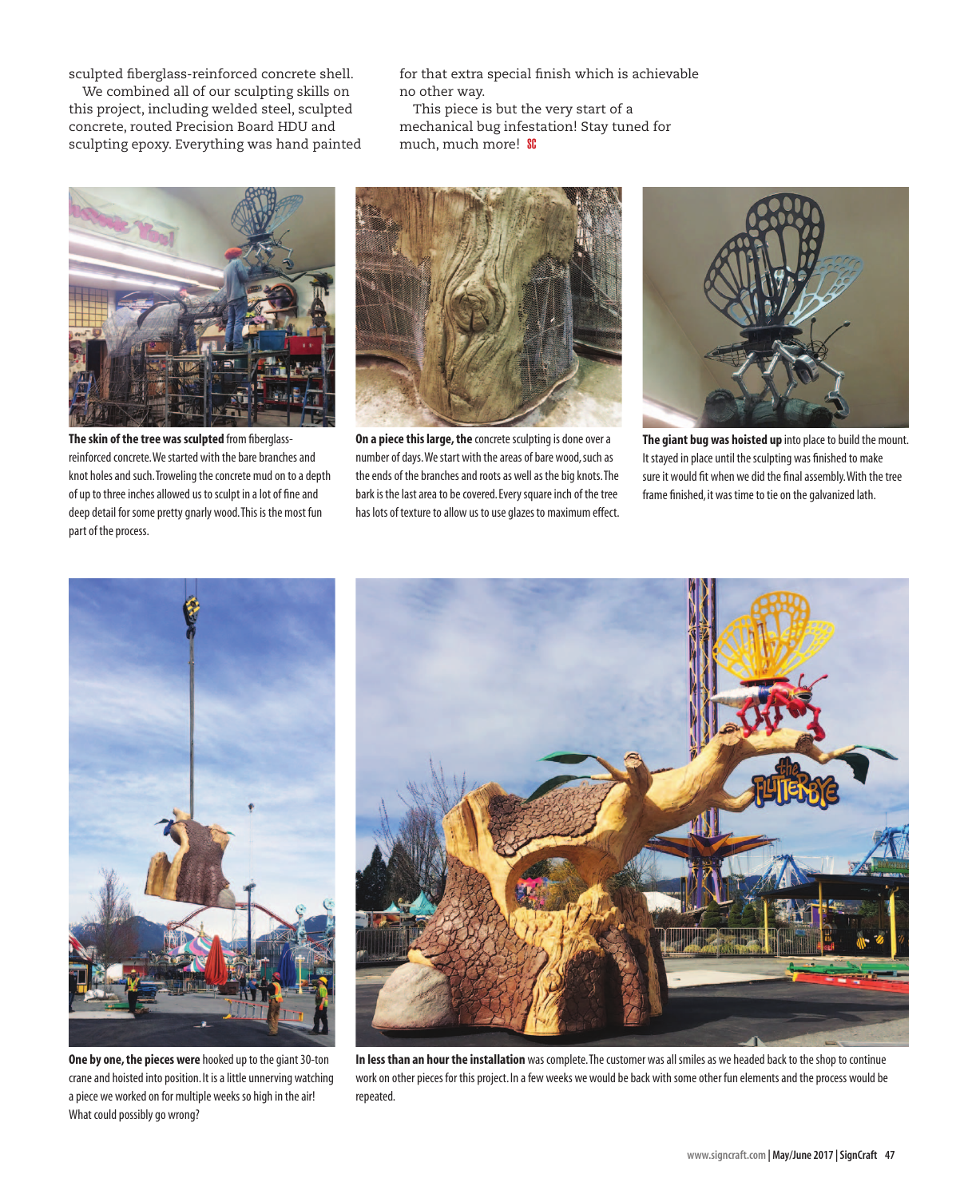sculpted fiberglass-reinforced concrete shell.

We combined all of our sculpting skills on this project, including welded steel, sculpted concrete, routed Precision Board HDU and sculpting epoxy. Everything was hand painted for that extra special finish which is achievable no other way.

This piece is but the very start of a mechanical bug infestation! Stay tuned for much, much more! SC

**The skin of the tree was sculpted** from fiberglass-reinforced concrete. We started with the bare branches and knot holes and such. Troweling the concrete mud on to a depth of up to three inches allowed us to sculpt in a lot of fine and deep detail for some pretty gnarly wood. This is the most fun part of the process.

**On a piece this large, the** concrete sculpting is done over a number of days. We start with the areas of bare wood, such as the ends of the branches and roots as well as the big knots. The bark is the last area to be covered. Every square inch of the tree has lots of texture to allow us to use glazes to maximum effect.

**The giant bug was hoisted up** into place to build the mount. It stayed in place until the sculpting was finished to make sure it would fit when we did the final assembly. With the tree frame finished, it was time to tie on the galvanized lath.

**One by one, the pieces were** hooked up to the giant 30-ton crane and hoisted into position. It is a little unnerving watching a piece we worked on for multiple weeks so high in the air! What could possibly go wrong?

**In less than an hour the installation** was complete. The customer was all smiles as we headed back to the shop to continue work on other pieces for this project. In a few weeks we would be back with some other fun elements and the process would be repeated.